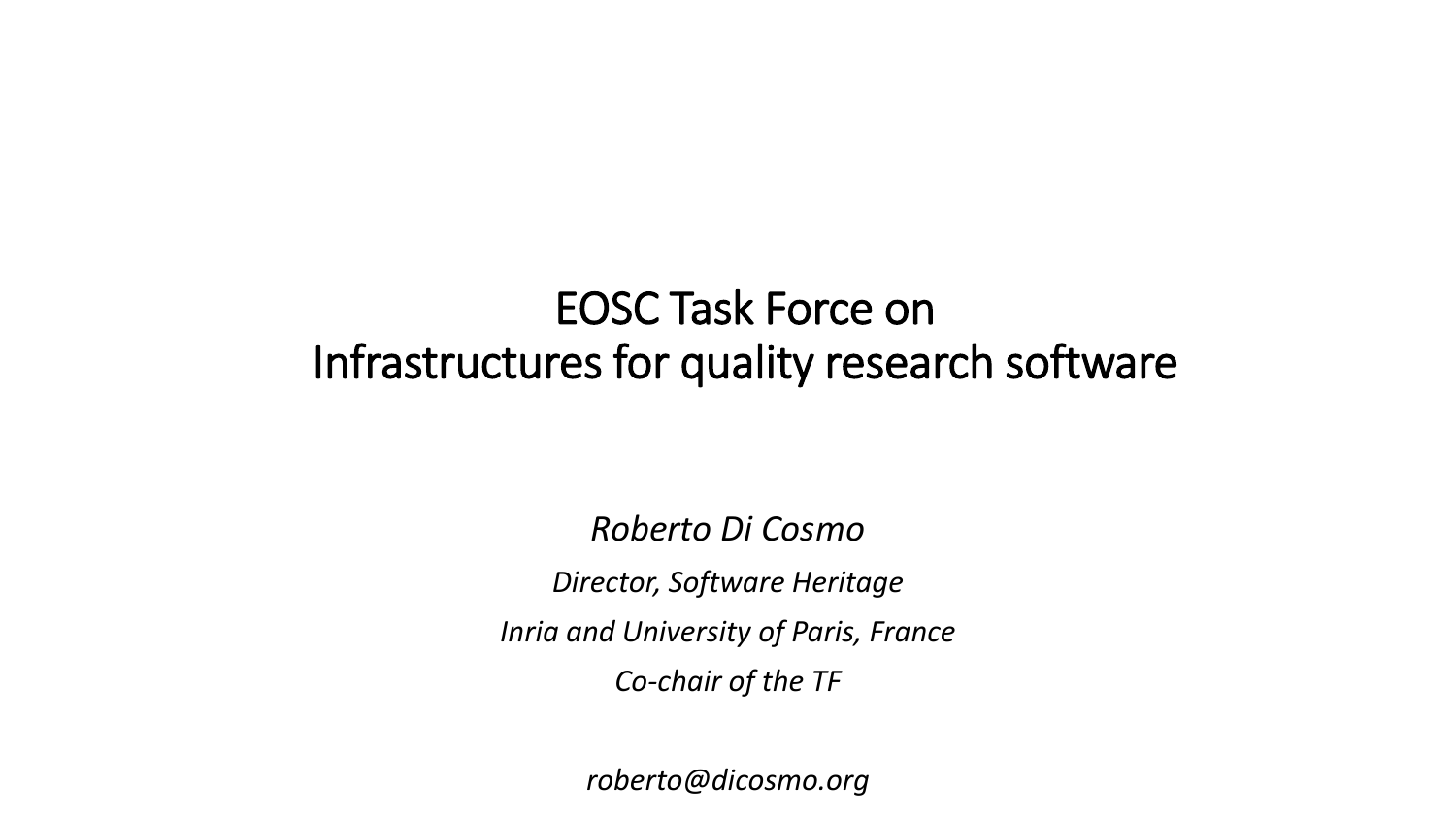# EOSC Task Force on Infrastructures for quality research software

*Roberto Di Cosmo*

*Director, Software Heritage*

*Inria and University of Paris, France*

*Co-chair of the TF*

*roberto@dicosmo.org*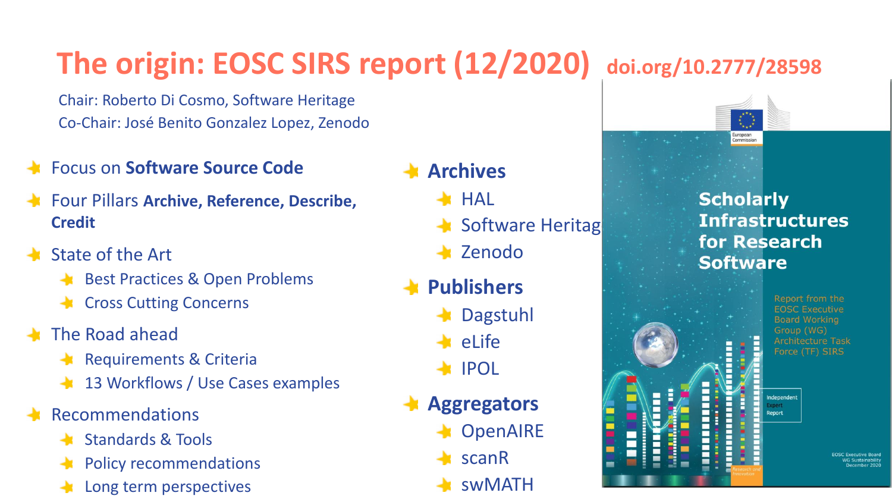# The origin: EOSC SIRS report (12/2020) doi.org/10.2777/28598

Chair: Roberto Di Cosmo, Software Heritage
Co-Chair: José Benito Gonzalez Lopez, Zenodo

- Focus on **Software Source Code**
- Four Pillars **Archive, Reference, Describe, Credit**
- State of the Art
  - Best Practices & Open Problems
  - Cross Cutting Concerns
- The Road ahead
  - Requirements & Criteria
  - 13 Workflows / Use Cases examples
- Recommendations
  - Standards & Tools
  - Policy recommendations
  - Long term perspectives

- **Archives**
  - HAL
  - Software Heritag
  - Zenodo
- **Publishers**
  - Dagstuhl
  - eLife
  - IPOL
- **Aggregators**
  - OpenAIRE
  - scanR
  - swMATH

European Commission

**Scholarly Infrastructures for Research Software**

Report from the EOSC Executive Board Working Group (WG) Architecture Task Force (TF) SIRS

Independent Expert Report

Research and Innovation

EOSC Executive Board
WG Sustainability
December 2020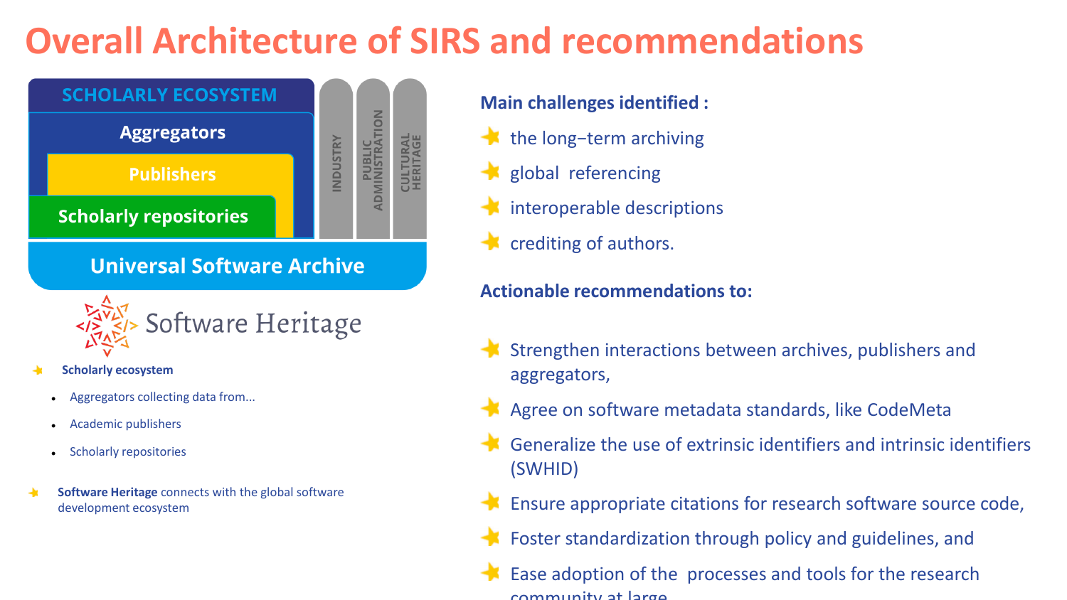# Overall Architecture of SIRS and recommendations

SCHOLARLY ECOSYSTEM

Aggregators

Publishers

Scholarly repositories

INDUSTRY

PUBLIC ADMINISTRATION

CULTURAL HERITAGE

Universal Software Archive

Software Heritage

- **Scholarly ecosystem**
  - Aggregators collecting data from...
  - Academic publishers
  - Scholarly repositories
- **Software Heritage** connects with the global software development ecosystem

**Main challenges identified :**

- the long−term archiving
- global referencing
- interoperable descriptions
- crediting of authors.

**Actionable recommendations to:**

- Strengthen interactions between archives, publishers and aggregators,
- Agree on software metadata standards, like CodeMeta
- Generalize the use of extrinsic identifiers and intrinsic identifiers (SWHID)
- Ensure appropriate citations for research software source code,
- Foster standardization through policy and guidelines, and
- Ease adoption of the processes and tools for the research community at large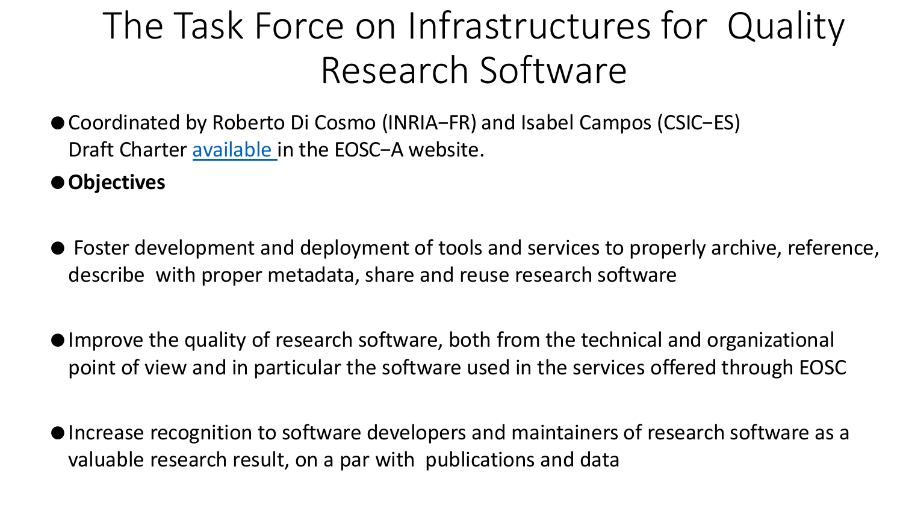# The Task Force on Infrastructures for Quality Research Software

- Coordinated by Roberto Di Cosmo (INRIA−FR) and Isabel Campos (CSIC−ES) Draft Charter available in the EOSC−A website.
- **Objectives**
- Foster development and deployment of tools and services to properly archive, reference, describe with proper metadata, share and reuse research software
- Improve the quality of research software, both from the technical and organizational point of view and in particular the software used in the services offered through EOSC
- Increase recognition to software developers and maintainers of research software as a valuable research result, on a par with publications and data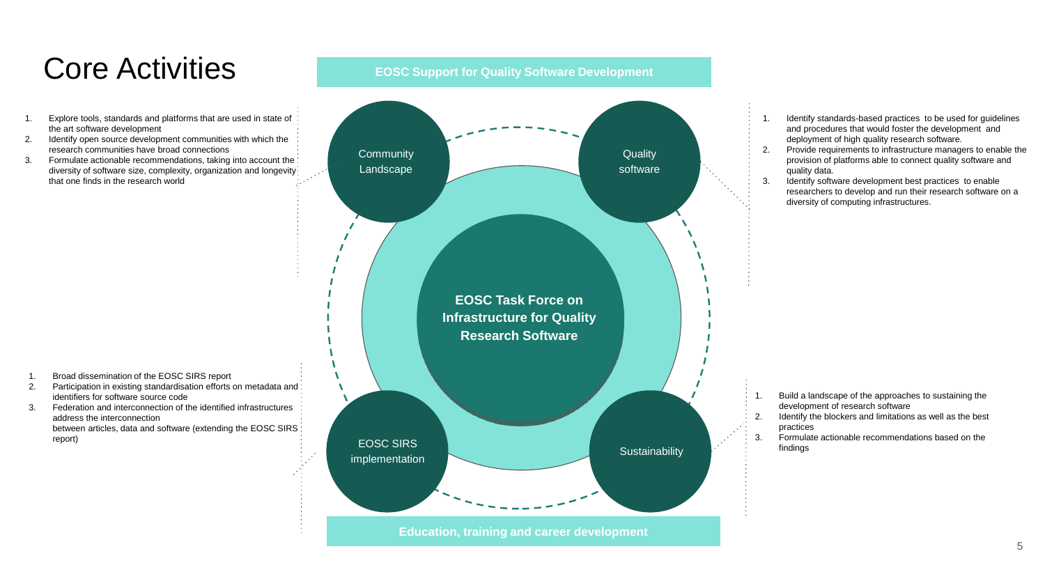# Core Activities

**EOSC Support for Quality Software Development**

**EOSC Task Force on Infrastructure for Quality Research Software**

### Community Landscape

1. Explore tools, standards and platforms that are used in state of the art software development
2. Identify open source development communities with which the research communities have broad connections
3. Formulate actionable recommendations, taking into account the diversity of software size, complexity, organization and longevity that one finds in the research world

### Quality software

1. Identify standards-based practices to be used for guidelines and procedures that would foster the development and deployment of high quality research software.
2. Provide requirements to infrastructure managers to enable the provision of platforms able to connect quality software and quality data.
3. Identify software development best practices to enable researchers to develop and run their research software on a diversity of computing infrastructures.

### EOSC SIRS implementation

1. Broad dissemination of the EOSC SIRS report
2. Participation in existing standardisation efforts on metadata and identifiers for software source code
3. Federation and interconnection of the identified infrastructures address the interconnection between articles, data and software (extending the EOSC SIRS report)

### Sustainability

1. Build a landscape of the approaches to sustaining the development of research software
2. Identify the blockers and limitations as well as the best practices
3. Formulate actionable recommendations based on the findings

**Education, training and career development**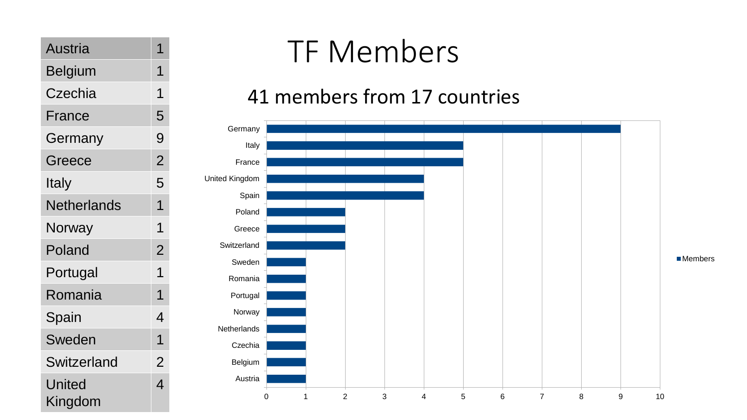# TF Members

## 41 members from 17 countries

| Country | Members |
|---|---|
| Austria | 1 |
| Belgium | 1 |
| Czechia | 1 |
| France | 5 |
| Germany | 9 |
| Greece | 2 |
| Italy | 5 |
| Netherlands | 1 |
| Norway | 1 |
| Poland | 2 |
| Portugal | 1 |
| Romania | 1 |
| Spain | 4 |
| Sweden | 1 |
| Switzerland | 2 |
| United Kingdom | 4 |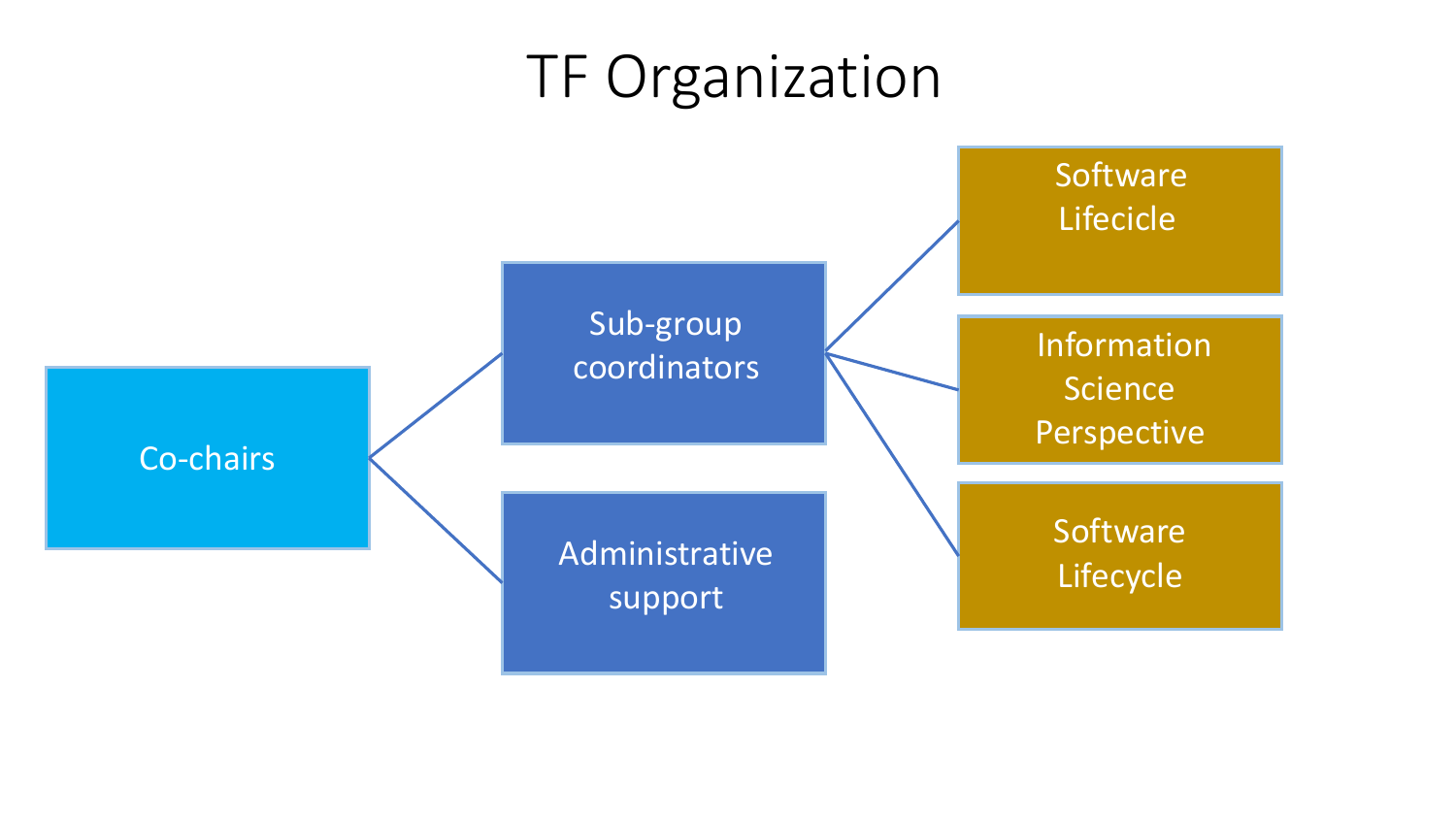# TF Organization

- Co-chairs
  - Sub-group coordinators
    - Software Lifecicle
    - Information Science Perspective
    - Software Lifecycle
  - Administrative support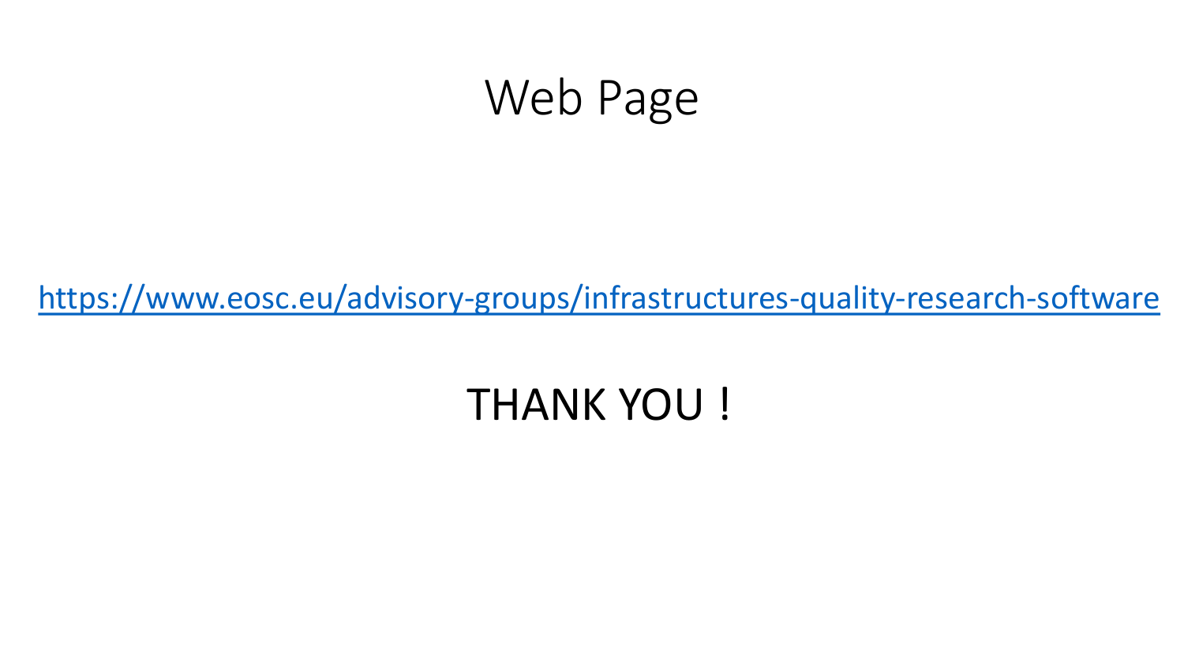# Web Page

https://www.eosc.eu/advisory-groups/infrastructures-quality-research-software

THANK YOU !